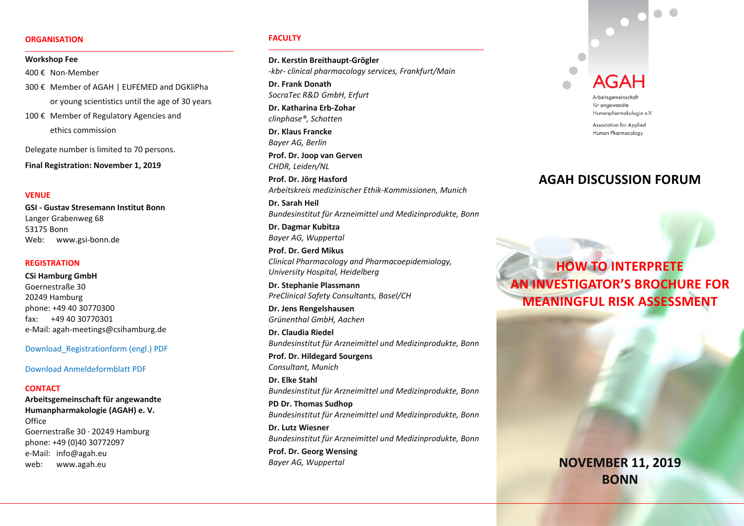## ORGANISATION

**Workshop Fee**

400 € Non-Member

300 € Member of AGAH | EUFEMED and DGKliPha or young scientistics until the age of 30 years

100 € Member of Regulatory Agencies and ethics commission

Delegate number is limited to 70 persons.

**Final Registration: November 1, 2019**

## VENUE

**GSI - Gustav Stresemann Institut Bonn**
Langer Grabenweg 68
53175 Bonn
Web: www.gsi-bonn.de

## REGISTRATION

**CSi Hamburg GmbH**
Goernerstraße 30
20249 Hamburg
phone: +49 40 30770300
fax: +49 40 30770301
e-Mail: agah-meetings@csihamburg.de

Download_Registrationform (engl.) PDF

Download Anmeldeformblatt PDF

## CONTACT

**Arbeitsgemeinschaft für angewandte Humanpharmakologie (AGAH) e. V.**
Office
Goernerstraße 30 · 20249 Hamburg
phone: +49 (0)40 30772097
e-Mail: info@agah.eu
web: www.agah.eu

## FACULTY

**Dr. Kerstin Breithaupt-Grögler**
*-kbr- clinical pharmacology services, Frankfurt/Main*

**Dr. Frank Donath**
*SocraTec R&D GmbH, Erfurt*

**Dr. Katharina Erb-Zohar**
*clinphase®, Schotten*

**Dr. Klaus Francke**
*Bayer AG, Berlin*

**Prof. Dr. Joop van Gerven**
*CHDR, Leiden/NL*

**Prof. Dr. Jörg Hasford**
*Arbeitskreis medizinischer Ethik-Kommissionen, Munich*

**Dr. Sarah Heil**
*Bundesinstitut für Arzneimittel und Medizinprodukte, Bonn*

**Dr. Dagmar Kubitza**
*Bayer AG, Wuppertal*

**Prof. Dr. Gerd Mikus**
*Clinical Pharmacology and Pharmacoepidemiology, University Hospital, Heidelberg*

**Dr. Stephanie Plassmann**
*PreClinical Safety Consultants, Basel/CH*

**Dr. Jens Rengelshausen**
*Grünenthal GmbH, Aachen*

**Dr. Claudia Riedel**
*Bundesinstitut für Arzneimittel und Medizinprodukte, Bonn*

**Prof. Dr. Hildegard Sourgens**
*Consultant, Munich*

**Dr. Elke Stahl**
*Bundesinstitut für Arzneimittel und Medizinprodukte, Bonn*

**PD Dr. Thomas Sudhop**
*Bundesinstitut für Arzneimittel und Medizinprodukte, Bonn*

**Dr. Lutz Wiesner**
*Bundesinstitut für Arzneimittel und Medizinprodukte, Bonn*

**Prof. Dr. Georg Wensing**
*Bayer AG, Wuppertal*

AGAH
Arbeitsgemeinschaft für angewandte Humanpharmakologie e.V.
Association for Applied Human Pharmacology

# AGAH DISCUSSION FORUM

# HOW TO INTERPRETE AN INVESTIGATOR'S BROCHURE FOR MEANINGFUL RISK ASSESSMENT

**NOVEMBER 11, 2019**
**BONN**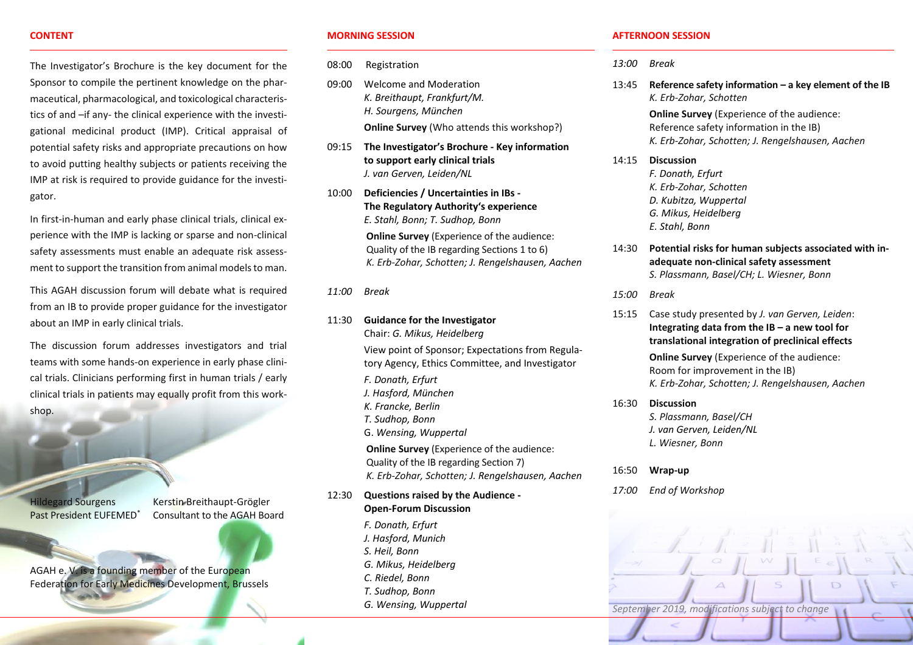## CONTENT

The Investigator's Brochure is the key document for the Sponsor to compile the pertinent knowledge on the pharmaceutical, pharmacological, and toxicological characteristics of and –if any- the clinical experience with the investigational medicinal product (IMP). Critical appraisal of potential safety risks and appropriate precautions on how to avoid putting healthy subjects or patients receiving the IMP at risk is required to provide guidance for the investigator.

In first-in-human and early phase clinical trials, clinical experience with the IMP is lacking or sparse and non-clinical safety assessments must enable an adequate risk assessment to support the transition from animal models to man.

This AGAH discussion forum will debate what is required from an IB to provide proper guidance for the investigator about an IMP in early clinical trials.

The discussion forum addresses investigators and trial teams with some hands-on experience in early phase clinical trials. Clinicians performing first in human trials / early clinical trials in patients may equally profit from this workshop.

Hildegard Sourgens
Past President EUFEMED®

Kerstin Breithaupt-Grögler
Consultant to the AGAH Board

AGAH e. V. is a founding member of the European Federation for Early Medicines Development, Brussels

## MORNING SESSION

08:00 Registration

09:00 Welcome and Moderation
*K. Breithaupt, Frankfurt/M.*
*H. Sourgens, München*
**Online Survey** (Who attends this workshop?)

09:15 **The Investigator's Brochure - Key information to support early clinical trials**
*J. van Gerven, Leiden/NL*

10:00 **Deficiencies / Uncertainties in IBs - The Regulatory Authority's experience**
*E. Stahl, Bonn; T. Sudhop, Bonn*
**Online Survey** (Experience of the audience: Quality of the IB regarding Sections 1 to 6)
*K. Erb-Zohar, Schotten; J. Rengelshausen, Aachen*

*11:00 Break*

11:30 **Guidance for the Investigator**
Chair: *G. Mikus, Heidelberg*
View point of Sponsor; Expectations from Regulatory Agency, Ethics Committee, and Investigator
*F. Donath, Erfurt*
*J. Hasford, München*
*K. Francke, Berlin*
*T. Sudhop, Bonn*
G. *Wensing, Wuppertal*
**Online Survey** (Experience of the audience: Quality of the IB regarding Section 7)
*K. Erb-Zohar, Schotten; J. Rengelshausen, Aachen*

12:30 **Questions raised by the Audience - Open-Forum Discussion**
*F. Donath, Erfurt*
*J. Hasford, Munich*
*S. Heil, Bonn*
*G. Mikus, Heidelberg*
*C. Riedel, Bonn*
*T. Sudhop, Bonn*
*G. Wensing, Wuppertal*

## AFTERNOON SESSION

*13:00 Break*

13:45 **Reference safety information – a key element of the IB**
*K. Erb-Zohar, Schotten*
**Online Survey** (Experience of the audience: Reference safety information in the IB)
*K. Erb-Zohar, Schotten; J. Rengelshausen, Aachen*

14:15 **Discussion**
*F. Donath, Erfurt*
*K. Erb-Zohar, Schotten*
*D. Kubitza, Wuppertal*
*G. Mikus, Heidelberg*
*E. Stahl, Bonn*

14:30 **Potential risks for human subjects associated with inadequate non-clinical safety assessment**
*S. Plassmann, Basel/CH; L. Wiesner, Bonn*

*15:00 Break*

15:15 Case study presented by *J. van Gerven, Leiden*: **Integrating data from the IB – a new tool for translational integration of preclinical effects**
**Online Survey** (Experience of the audience: Room for improvement in the IB)
*K. Erb-Zohar, Schotten; J. Rengelshausen, Aachen*

16:30 **Discussion**
*S. Plassmann, Basel/CH*
*J. van Gerven, Leiden/NL*
*L. Wiesner, Bonn*

16:50 **Wrap-up**

*17:00 End of Workshop*

*September 2019, modifications subject to change*